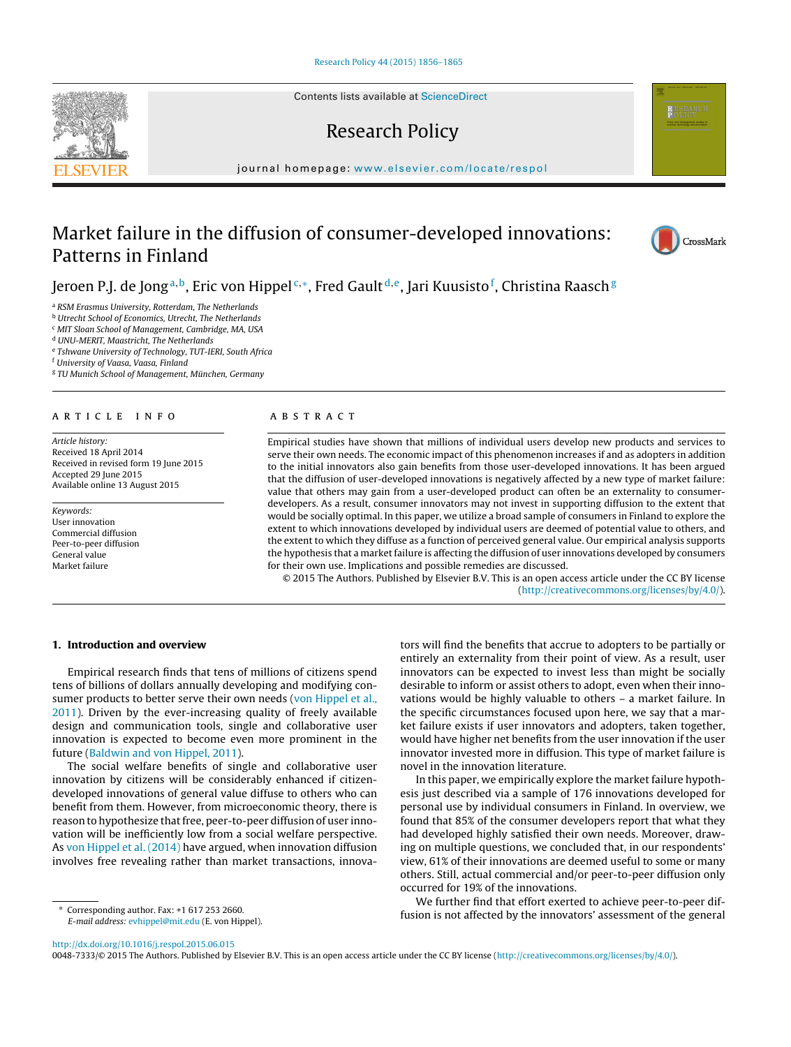# Market failure in the diffusion of consumer-developed innovations: Patterns in Finland

Jeroen P.J. de Jong[a,b], Eric von Hippel[c,*], Fred Gault[d,e], Jari Kuusisto[f], Christina Raasch[g]

[a] RSM Erasmus University, Rotterdam, The Netherlands
[b] Utrecht School of Economics, Utrecht, The Netherlands
[c] MIT Sloan School of Management, Cambridge, MA, USA
[d] UNU-MERIT, Maastricht, The Netherlands
[e] Tshwane University of Technology, TUT-IERI, South Africa
[f] University of Vaasa, Vaasa, Finland
[g] TU Munich School of Management, München, Germany

## ARTICLE INFO

*Article history:*
Received 18 April 2014
Received in revised form 19 June 2015
Accepted 29 June 2015
Available online 13 August 2015

*Keywords:*
User innovation
Commercial diffusion
Peer-to-peer diffusion
General value
Market failure

## ABSTRACT

Empirical studies have shown that millions of individual users develop new products and services to serve their own needs. The economic impact of this phenomenon increases if and as adopters in addition to the initial innovators also gain benefits from those user-developed innovations. It has been argued that the diffusion of user-developed innovations is negatively affected by a new type of market failure: value that others may gain from a user-developed product can often be an externality to consumer-developers. As a result, consumer innovators may not invest in supporting diffusion to the extent that would be socially optimal. In this paper, we utilize a broad sample of consumers in Finland to explore the extent to which innovations developed by individual users are deemed of potential value to others, and the extent to which they diffuse as a function of perceived general value. Our empirical analysis supports the hypothesis that a market failure is affecting the diffusion of user innovations developed by consumers for their own use. Implications and possible remedies are discussed.

© 2015 The Authors. Published by Elsevier B.V. This is an open access article under the CC BY license (http://creativecommons.org/licenses/by/4.0/).

## 1. Introduction and overview

Empirical research finds that tens of millions of citizens spend tens of billions of dollars annually developing and modifying consumer products to better serve their own needs (von Hippel et al., 2011). Driven by the ever-increasing quality of freely available design and communication tools, single and collaborative user innovation is expected to become even more prominent in the future (Baldwin and von Hippel, 2011).

The social welfare benefits of single and collaborative user innovation by citizens will be considerably enhanced if citizen-developed innovations of general value diffuse to others who can benefit from them. However, from microeconomic theory, there is reason to hypothesize that free, peer-to-peer diffusion of user innovation will be inefficiently low from a social welfare perspective. As von Hippel et al. (2014) have argued, when innovation diffusion involves free revealing rather than market transactions, innovators will find the benefits that accrue to adopters to be partially or entirely an externality from their point of view. As a result, user innovators can be expected to invest less than might be socially desirable to inform or assist others to adopt, even when their innovations would be highly valuable to others – a market failure. In the specific circumstances focused upon here, we say that a market failure exists if user innovators and adopters, taken together, would have higher net benefits from the user innovation if the user innovator invested more in diffusion. This type of market failure is novel in the innovation literature.

In this paper, we empirically explore the market failure hypothesis just described via a sample of 176 innovations developed for personal use by individual consumers in Finland. In overview, we found that 85% of the consumer developers report that what they had developed highly satisfied their own needs. Moreover, drawing on multiple questions, we concluded that, in our respondents' view, 61% of their innovations are deemed useful to some or many others. Still, actual commercial and/or peer-to-peer diffusion only occurred for 19% of the innovations.

We further find that effort exerted to achieve peer-to-peer diffusion is not affected by the innovators' assessment of the general

\* Corresponding author. Fax: +1 617 253 2660.
*E-mail address:* evhippel@mit.edu (E. von Hippel).

http://dx.doi.org/10.1016/j.respol.2015.06.015
0048-7333/© 2015 The Authors. Published by Elsevier B.V. This is an open access article under the CC BY license (http://creativecommons.org/licenses/by/4.0/).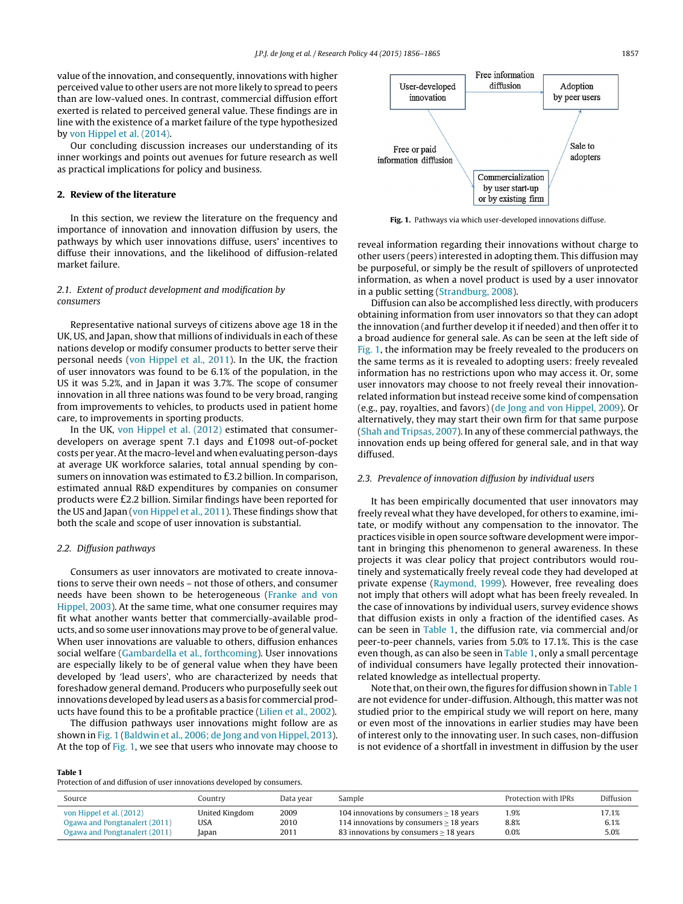value of the innovation, and consequently, innovations with higher perceived value to other users are not more likely to spread to peers than are low-valued ones. In contrast, commercial diffusion effort exerted is related to perceived general value. These findings are in line with the existence of a market failure of the type hypothesized by von Hippel et al. (2014).

Our concluding discussion increases our understanding of its inner workings and points out avenues for future research as well as practical implications for policy and business.

## 2. Review of the literature

In this section, we review the literature on the frequency and importance of innovation and innovation diffusion by users, the pathways by which user innovations diffuse, users' incentives to diffuse their innovations, and the likelihood of diffusion-related market failure.

### *2.1. Extent of product development and modification by consumers*

Representative national surveys of citizens above age 18 in the UK, US, and Japan, show that millions of individuals in each of these nations develop or modify consumer products to better serve their personal needs (von Hippel et al., 2011). In the UK, the fraction of user innovators was found to be 6.1% of the population, in the US it was 5.2%, and in Japan it was 3.7%. The scope of consumer innovation in all three nations was found to be very broad, ranging from improvements to vehicles, to products used in patient home care, to improvements in sporting products.

In the UK, von Hippel et al. (2012) estimated that consumer-developers on average spent 7.1 days and £1098 out-of-pocket costs per year. At the macro-level and when evaluating person-days at average UK workforce salaries, total annual spending by consumers on innovation was estimated to £3.2 billion. In comparison, estimated annual R&D expenditures by companies on consumer products were £2.2 billion. Similar findings have been reported for the US and Japan (von Hippel et al., 2011). These findings show that both the scale and scope of user innovation is substantial.

### *2.2. Diffusion pathways*

Consumers as user innovators are motivated to create innovations to serve their own needs – not those of others, and consumer needs have been shown to be heterogeneous (Franke and von Hippel, 2003). At the same time, what one consumer requires may fit what another wants better that commercially-available products, and so some user innovations may prove to be of general value. When user innovations are valuable to others, diffusion enhances social welfare (Gambardella et al., forthcoming). User innovations are especially likely to be of general value when they have been developed by 'lead users', who are characterized by needs that foreshadow general demand. Producers who purposefully seek out innovations developed by lead users as a basis for commercial products have found this to be a profitable practice (Lilien et al., 2002).

The diffusion pathways user innovations might follow are as shown in Fig. 1 (Baldwin et al., 2006; de Jong and von Hippel, 2013). At the top of Fig. 1, we see that users who innovate may choose to reveal information regarding their innovations without charge to other users (peers) interested in adopting them. This diffusion may be purposeful, or simply be the result of spillovers of unprotected information, as when a novel product is used by a user innovator in a public setting (Strandburg, 2008).

User-developed innovation → (Free information diffusion) → Adoption by peer users
User-developed innovation → (Free or paid information diffusion) → Commercialization by user start-up or by existing firm → (Sale to adopters) → Adoption by peer users

**Fig. 1.** Pathways via which user-developed innovations diffuse.

Diffusion can also be accomplished less directly, with producers obtaining information from user innovators so that they can adopt the innovation (and further develop it if needed) and then offer it to a broad audience for general sale. As can be seen at the left side of Fig. 1, the information may be freely revealed to the producers on the same terms as it is revealed to adopting users: freely revealed information has no restrictions upon who may access it. Or, some user innovators may choose to not freely reveal their innovation-related information but instead receive some kind of compensation (e.g., pay, royalties, and favors) (de Jong and von Hippel, 2009). Or alternatively, they may start their own firm for that same purpose (Shah and Tripsas, 2007). In any of these commercial pathways, the innovation ends up being offered for general sale, and in that way diffused.

### *2.3. Prevalence of innovation diffusion by individual users*

It has been empirically documented that user innovators may freely reveal what they have developed, for others to examine, imitate, or modify without any compensation to the innovator. The practices visible in open source software development were important in bringing this phenomenon to general awareness. In these projects it was clear policy that project contributors would routinely and systematically freely reveal code they had developed at private expense (Raymond, 1999). However, free revealing does not imply that others will adopt what has been freely revealed. In the case of innovations by individual users, survey evidence shows that diffusion exists in only a fraction of the identified cases. As can be seen in Table 1, the diffusion rate, via commercial and/or peer-to-peer channels, varies from 5.0% to 17.1%. This is the case even though, as can also be seen in Table 1, only a small percentage of individual consumers have legally protected their innovation-related knowledge as intellectual property.

Note that, on their own, the figures for diffusion shown in Table 1 are not evidence for under-diffusion. Although, this matter was not studied prior to the empirical study we will report on here, many or even most of the innovations in earlier studies may have been of interest only to the innovating user. In such cases, non-diffusion is not evidence of a shortfall in investment in diffusion by the user

**Table 1**
Protection of and diffusion of user innovations developed by consumers.

| Source | Country | Data year | Sample | Protection with IPRs | Diffusion |
|---|---|---|---|---|---|
| von Hippel et al. (2012) | United Kingdom | 2009 | 104 innovations by consumers ≥ 18 years | 1.9% | 17.1% |
| Ogawa and Pongtanalert (2011) | USA | 2010 | 114 innovations by consumers ≥ 18 years | 8.8% | 6.1% |
| Ogawa and Pongtanalert (2011) | Japan | 2011 | 83 innovations by consumers ≥ 18 years | 0.0% | 5.0% |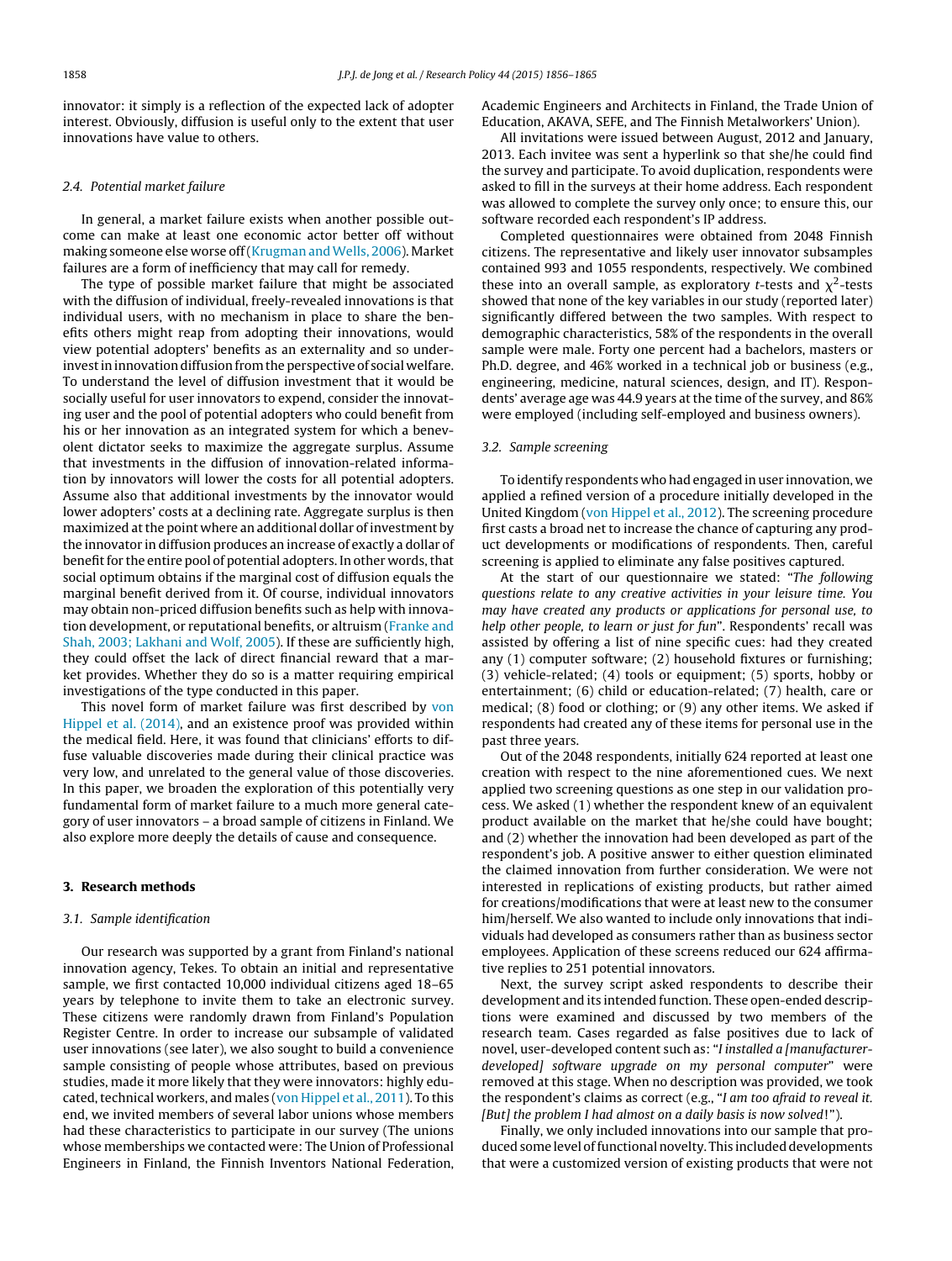innovator: it simply is a reflection of the expected lack of adopter interest. Obviously, diffusion is useful only to the extent that user innovations have value to others.

### 2.4. Potential market failure

In general, a market failure exists when another possible outcome can make at least one economic actor better off without making someone else worse off (Krugman and Wells, 2006). Market failures are a form of inefficiency that may call for remedy.

The type of possible market failure that might be associated with the diffusion of individual, freely-revealed innovations is that individual users, with no mechanism in place to share the benefits others might reap from adopting their innovations, would view potential adopters' benefits as an externality and so underinvest in innovation diffusion from the perspective of social welfare. To understand the level of diffusion investment that it would be socially useful for user innovators to expend, consider the innovating user and the pool of potential adopters who could benefit from his or her innovation as an integrated system for which a benevolent dictator seeks to maximize the aggregate surplus. Assume that investments in the diffusion of innovation-related information by innovators will lower the costs for all potential adopters. Assume also that additional investments by the innovator would lower adopters' costs at a declining rate. Aggregate surplus is then maximized at the point where an additional dollar of investment by the innovator in diffusion produces an increase of exactly a dollar of benefit for the entire pool of potential adopters. In other words, that social optimum obtains if the marginal cost of diffusion equals the marginal benefit derived from it. Of course, individual innovators may obtain non-priced diffusion benefits such as help with innovation development, or reputational benefits, or altruism (Franke and Shah, 2003; Lakhani and Wolf, 2005). If these are sufficiently high, they could offset the lack of direct financial reward that a market provides. Whether they do so is a matter requiring empirical investigations of the type conducted in this paper.

This novel form of market failure was first described by von Hippel et al. (2014), and an existence proof was provided within the medical field. Here, it was found that clinicians' efforts to diffuse valuable discoveries made during their clinical practice was very low, and unrelated to the general value of those discoveries. In this paper, we broaden the exploration of this potentially very fundamental form of market failure to a much more general category of user innovators – a broad sample of citizens in Finland. We also explore more deeply the details of cause and consequence.

## 3. Research methods

### 3.1. Sample identification

Our research was supported by a grant from Finland's national innovation agency, Tekes. To obtain an initial and representative sample, we first contacted 10,000 individual citizens aged 18–65 years by telephone to invite them to take an electronic survey. These citizens were randomly drawn from Finland's Population Register Centre. In order to increase our subsample of validated user innovations (see later), we also sought to build a convenience sample consisting of people whose attributes, based on previous studies, made it more likely that they were innovators: highly educated, technical workers, and males (von Hippel et al., 2011). To this end, we invited members of several labor unions whose members had these characteristics to participate in our survey (The unions whose memberships we contacted were: The Union of Professional Engineers in Finland, the Finnish Inventors National Federation, Academic Engineers and Architects in Finland, the Trade Union of Education, AKAVA, SEFE, and The Finnish Metalworkers' Union).

All invitations were issued between August, 2012 and January, 2013. Each invitee was sent a hyperlink so that she/he could find the survey and participate. To avoid duplication, respondents were asked to fill in the surveys at their home address. Each respondent was allowed to complete the survey only once; to ensure this, our software recorded each respondent's IP address.

Completed questionnaires were obtained from 2048 Finnish citizens. The representative and likely user innovator subsamples contained 993 and 1055 respondents, respectively. We combined these into an overall sample, as exploratory $t$-tests and $\chi^2$-tests showed that none of the key variables in our study (reported later) significantly differed between the two samples. With respect to demographic characteristics, 58% of the respondents in the overall sample were male. Forty one percent had a bachelors, masters or Ph.D. degree, and 46% worked in a technical job or business (e.g., engineering, medicine, natural sciences, design, and IT). Respondents' average age was 44.9 years at the time of the survey, and 86% were employed (including self-employed and business owners).

### 3.2. Sample screening

To identify respondents who had engaged in user innovation, we applied a refined version of a procedure initially developed in the United Kingdom (von Hippel et al., 2012). The screening procedure first casts a broad net to increase the chance of capturing any product developments or modifications of respondents. Then, careful screening is applied to eliminate any false positives captured.

At the start of our questionnaire we stated: "*The following questions relate to any creative activities in your leisure time. You may have created any products or applications for personal use, to help other people, to learn or just for fun*". Respondents' recall was assisted by offering a list of nine specific cues: had they created any (1) computer software; (2) household fixtures or furnishing; (3) vehicle-related; (4) tools or equipment; (5) sports, hobby or entertainment; (6) child or education-related; (7) health, care or medical; (8) food or clothing; or (9) any other items. We asked if respondents had created any of these items for personal use in the past three years.

Out of the 2048 respondents, initially 624 reported at least one creation with respect to the nine aforementioned cues. We next applied two screening questions as one step in our validation process. We asked (1) whether the respondent knew of an equivalent product available on the market that he/she could have bought; and (2) whether the innovation had been developed as part of the respondent's job. A positive answer to either question eliminated the claimed innovation from further consideration. We were not interested in replications of existing products, but rather aimed for creations/modifications that were at least new to the consumer him/herself. We also wanted to include only innovations that individuals had developed as consumers rather than as business sector employees. Application of these screens reduced our 624 affirmative replies to 251 potential innovators.

Next, the survey script asked respondents to describe their development and its intended function. These open-ended descriptions were examined and discussed by two members of the research team. Cases regarded as false positives due to lack of novel, user-developed content such as: "*I installed a [manufacturer-developed] software upgrade on my personal computer*" were removed at this stage. When no description was provided, we took the respondent's claims as correct (e.g., "*I am too afraid to reveal it. [But] the problem I had almost on a daily basis is now solved!*").

Finally, we only included innovations into our sample that produced some level of functional novelty. This included developments that were a customized version of existing products that were not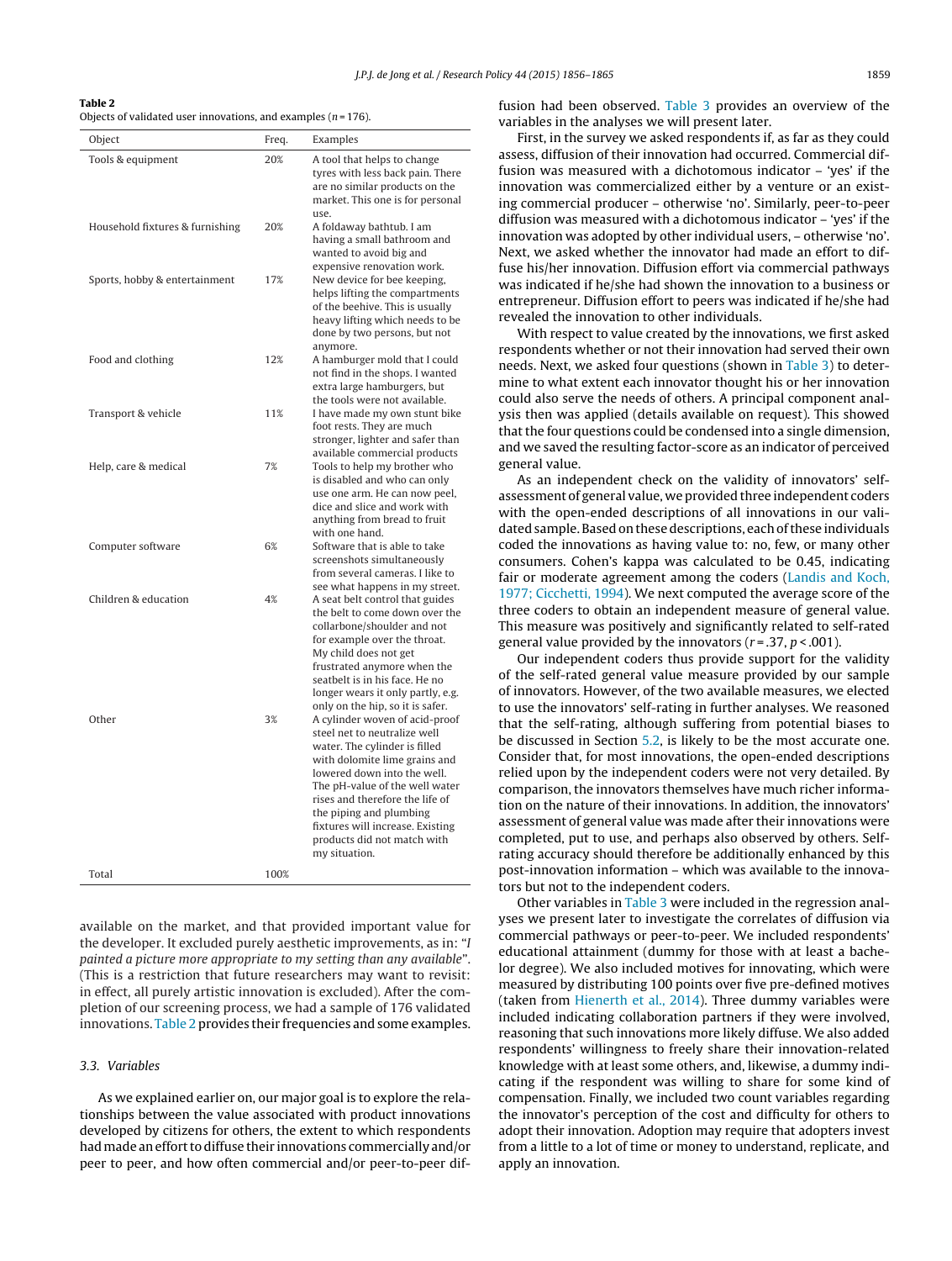**Table 2**
Objects of validated user innovations, and examples ($n = 176$).

| Object | Freq. | Examples |
|---|---|---|
| Tools & equipment | 20% | A tool that helps to change tyres with less back pain. There are no similar products on the market. This one is for personal use. |
| Household fixtures & furnishing | 20% | A foldaway bathtub. I am having a small bathroom and wanted to avoid big and expensive renovation work. |
| Sports, hobby & entertainment | 17% | New device for bee keeping, helps lifting the compartments of the beehive. This is usually heavy lifting which needs to be done by two persons, but not anymore. |
| Food and clothing | 12% | A hamburger mold that I could not find in the shops. I wanted extra large hamburgers, but the tools were not available. |
| Transport & vehicle | 11% | I have made my own stunt bike foot rests. They are much stronger, lighter and safer than available commercial products |
| Help, care & medical | 7% | Tools to help my brother who is disabled and who can only use one arm. He can now peel, dice and slice and work with anything from bread to fruit with one hand. |
| Computer software | 6% | Software that is able to take screenshots simultaneously from several cameras. I like to see what happens in my street. |
| Children & education | 4% | A seat belt control that guides the belt to come down over the collarbone/shoulder and not for example over the throat. My child does not get frustrated anymore when the seatbelt is in his face. He no longer wears it only partly, e.g. only on the hip, so it is safer. |
| Other | 3% | A cylinder woven of acid-proof steel net to neutralize well water. The cylinder is filled with dolomite lime grains and lowered down into the well. The pH-value of the well water rises and therefore the life of the piping and plumbing fixtures will increase. Existing products did not match with my situation. |
| Total | 100% | |

available on the market, and that provided important value for the developer. It excluded purely aesthetic improvements, as in: "*I painted a picture more appropriate to my setting than any available*". (This is a restriction that future researchers may want to revisit: in effect, all purely artistic innovation is excluded). After the completion of our screening process, we had a sample of 176 validated innovations. Table 2 provides their frequencies and some examples.

### 3.3. Variables

As we explained earlier on, our major goal is to explore the relationships between the value associated with product innovations developed by citizens for others, the extent to which respondents had made an effort to diffuse their innovations commercially and/or peer to peer, and how often commercial and/or peer-to-peer diffusion had been observed. Table 3 provides an overview of the variables in the analyses we will present later.

First, in the survey we asked respondents if, as far as they could assess, diffusion of their innovation had occurred. Commercial diffusion was measured with a dichotomous indicator – 'yes' if the innovation was commercialized either by a venture or an existing commercial producer – otherwise 'no'. Similarly, peer-to-peer diffusion was measured with a dichotomous indicator – 'yes' if the innovation was adopted by other individual users, – otherwise 'no'. Next, we asked whether the innovator had made an effort to diffuse his/her innovation. Diffusion effort via commercial pathways was indicated if he/she had shown the innovation to a business or entrepreneur. Diffusion effort to peers was indicated if he/she had revealed the innovation to other individuals.

With respect to value created by the innovations, we first asked respondents whether or not their innovation had served their own needs. Next, we asked four questions (shown in Table 3) to determine to what extent each innovator thought his or her innovation could also serve the needs of others. A principal component analysis then was applied (details available on request). This showed that the four questions could be condensed into a single dimension, and we saved the resulting factor-score as an indicator of perceived general value.

As an independent check on the validity of innovators' self-assessment of general value, we provided three independent coders with the open-ended descriptions of all innovations in our validated sample. Based on these descriptions, each of these individuals coded the innovations as having value to: no, few, or many other consumers. Cohen's kappa was calculated to be 0.45, indicating fair or moderate agreement among the coders (Landis and Koch, 1977; Cicchetti, 1994). We next computed the average score of the three coders to obtain an independent measure of general value. This measure was positively and significantly related to self-rated general value provided by the innovators ($r = .37$, $p < .001$).

Our independent coders thus provide support for the validity of the self-rated general value measure provided by our sample of innovators. However, of the two available measures, we elected to use the innovators' self-rating in further analyses. We reasoned that the self-rating, although suffering from potential biases to be discussed in Section 5.2, is likely to be the most accurate one. Consider that, for most innovations, the open-ended descriptions relied upon by the independent coders were not very detailed. By comparison, the innovators themselves have much richer information on the nature of their innovations. In addition, the innovators' assessment of general value was made after their innovations were completed, put to use, and perhaps also observed by others. Self-rating accuracy should therefore be additionally enhanced by this post-innovation information – which was available to the innovators but not to the independent coders.

Other variables in Table 3 were included in the regression analyses we present later to investigate the correlates of diffusion via commercial pathways or peer-to-peer. We included respondents' educational attainment (dummy for those with at least a bachelor degree). We also included motives for innovating, which were measured by distributing 100 points over five pre-defined motives (taken from Hienerth et al., 2014). Three dummy variables were included indicating collaboration partners if they were involved, reasoning that such innovations more likely diffuse. We also added respondents' willingness to freely share their innovation-related knowledge with at least some others, and, likewise, a dummy indicating if the respondent was willing to share for some kind of compensation. Finally, we included two count variables regarding the innovator's perception of the cost and difficulty for others to adopt their innovation. Adoption may require that adopters invest from a little to a lot of time or money to understand, replicate, and apply an innovation.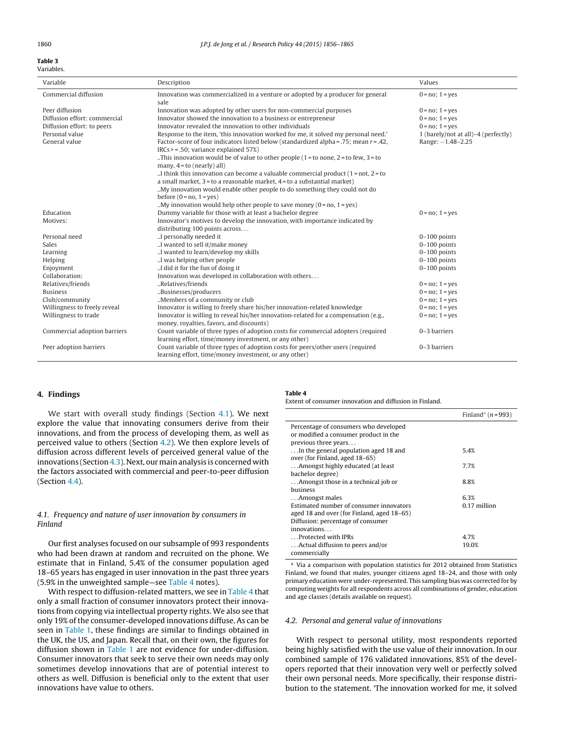**Table 3**
Variables.

| Variable | Description | Values |
|---|---|---|
| Commercial diffusion | Innovation was commercialized in a venture or adopted by a producer for general sale | 0 = no; 1 = yes |
| Peer diffusion | Innovation was adopted by other users for non-commercial purposes | 0 = no; 1 = yes |
| Diffusion effort: commercial | Innovator showed the innovation to a business or entrepreneur | 0 = no; 1 = yes |
| Diffusion effort: to peers | Innovator revealed the innovation to other individuals | 0 = no; 1 = yes |
| Personal value | Response to the item, 'this innovation worked for me, it solved my personal need.' | 1 (barely/not at all)–4 (perfectly) |
| General value | Factor-score of four indicators listed below (standardized alpha = .75; mean $r$ = .42, IRCs > = .50; variance explained 57%) | Range: −1.48–2.25 |
| | ..This innovation would be of value to other people (1 = to none, 2 = to few, 3 = to many, 4 = to (nearly) all) | |
| | ..I think this innovation can become a valuable commercial product (1 = not, 2 = to a small market, 3 = to a reasonable market, 4 = to a substantial market) | |
| | ..My innovation would enable other people to do something they could not do before (0 = no, 1 = yes) | |
| | ..My innovation would help other people to save money (0 = no, 1 = yes) | |
| Education | Dummy variable for those with at least a bachelor degree | 0 = no; 1 = yes |
| Motives: | Innovator's motives to develop the innovation, with importance indicated by distributing 100 points across. . . | |
| Personal need | ..I personally needed it | 0–100 points |
| Sales | ..I wanted to sell it/make money | 0–100 points |
| Learning | ..I wanted to learn/develop my skills | 0–100 points |
| Helping | ..I was helping other people | 0–100 points |
| Enjoyment | ..I did it for the fun of doing it | 0–100 points |
| Collaboration: | Innovation was developed in collaboration with others. . . | |
| Relatives/friends | ..Relatives/friends | 0 = no; 1 = yes |
| Business | ..Businesses/producers | 0 = no; 1 = yes |
| Club/community | ..Members of a community or club | 0 = no; 1 = yes |
| Willingness to freely reveal | Innovator is willing to freely share his/her innovation-related knowledge | 0 = no; 1 = yes |
| Willingness to trade | Innovator is willing to reveal his/her innovation-related for a compensation (e.g., money, royalties, favors, and discounts) | 0 = no; 1 = yes |
| Commercial adoption barriers | Count variable of three types of adoption costs for commercial adopters (required learning effort, time/money investment, or any other) | 0–3 barriers |
| Peer adoption barriers | Count variable of three types of adoption costs for peers/other users (required learning effort, time/money investment, or any other) | 0–3 barriers |

## 4. Findings

We start with overall study findings (Section 4.1). We next explore the value that innovating consumers derive from their innovations, and from the process of developing them, as well as perceived value to others (Section 4.2). We then explore levels of diffusion across different levels of perceived general value of the innovations (Section 4.3). Next, our main analysis is concerned with the factors associated with commercial and peer-to-peer diffusion (Section 4.4).

### 4.1. Frequency and nature of user innovation by consumers in Finland

Our first analyses focused on our subsample of 993 respondents who had been drawn at random and recruited on the phone. We estimate that in Finland, 5.4% of the consumer population aged 18–65 years has engaged in user innovation in the past three years (5.9% in the unweighted sample—see Table 4 notes).

With respect to diffusion-related matters, we see in Table 4 that only a small fraction of consumer innovators protect their innovations from copying via intellectual property rights. We also see that only 19% of the consumer-developed innovations diffuse. As can be seen in Table 1, these findings are similar to findings obtained in the UK, the US, and Japan. Recall that, on their own, the figures for diffusion shown in Table 1 are not evidence for under-diffusion. Consumer innovators that seek to serve their own needs may only sometimes develop innovations that are of potential interest to others as well. Diffusion is beneficial only to the extent that user innovations have value to others.

**Table 4**
Extent of consumer innovation and diffusion in Finland.

| | Finland[a] ($n$ = 993) |
|---|---|
| Percentage of consumers who developed or modified a consumer product in the previous three years. . . | |
| . . .In the general population aged 18 and over (for Finland, aged 18–65) | 5.4% |
| . . .Amongst highly educated (at least bachelor degree) | 7.7% |
| . . .Amongst those in a technical job or business | 8.8% |
| . . .Amongst males | 6.3% |
| Estimated number of consumer innovators aged 18 and over (for Finland, aged 18–65) | 0.17 million |
| Diffusion: percentage of consumer innovations. . . | |
| . . .Protected with IPRs | 4.7% |
| . . .Actual diffusion to peers and/or commercially | 19.0% |

[a] Via a comparison with population statistics for 2012 obtained from Statistics Finland, we found that males, younger citizens aged 18–24, and those with only primary education were under-represented. This sampling bias was corrected for by computing weights for all respondents across all combinations of gender, education and age classes (details available on request).

### 4.2. Personal and general value of innovations

With respect to personal utility, most respondents reported being highly satisfied with the use value of their innovation. In our combined sample of 176 validated innovations, 85% of the developers reported that their innovation very well or perfectly solved their own personal needs. More specifically, their response distribution to the statement. 'The innovation worked for me, it solved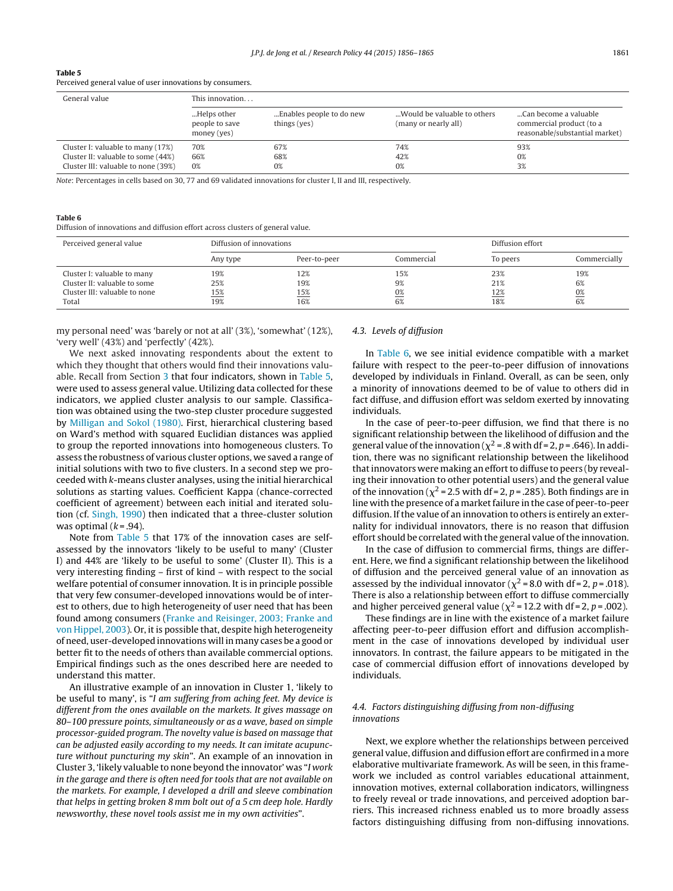**Table 5**
Perceived general value of user innovations by consumers.

| General value | This innovation... | | | |
|---|---|---|---|---|
| | ...Helps other people to save money (yes) | ...Enables people to do new things (yes) | ...Would be valuable to others (many or nearly all) | ...Can become a valuable commercial product (to a reasonable/substantial market) |
| Cluster I: valuable to many (17%) | 70% | 67% | 74% | 93% |
| Cluster II: valuable to some (44%) | 66% | 68% | 42% | 0% |
| Cluster III: valuable to none (39%) | 0% | 0% | 0% | 3% |

*Note*: Percentages in cells based on 30, 77 and 69 validated innovations for cluster I, II and III, respectively.

**Table 6**
Diffusion of innovations and diffusion effort across clusters of general value.

| Perceived general value | Diffusion of innovations | | | Diffusion effort | |
|---|---|---|---|---|---|
| | Any type | Peer-to-peer | Commercial | To peers | Commercially |
| Cluster I: valuable to many | 19% | 12% | 15% | 23% | 19% |
| Cluster II: valuable to some | 25% | 19% | 9% | 21% | 6% |
| Cluster III: valuable to none | 15% | 15% | 0% | 12% | 0% |
| Total | 19% | 16% | 6% | 18% | 6% |

my personal need' was 'barely or not at all' (3%), 'somewhat' (12%), 'very well' (43%) and 'perfectly' (42%).

We next asked innovating respondents about the extent to which they thought that others would find their innovations valuable. Recall from Section 3 that four indicators, shown in Table 5, were used to assess general value. Utilizing data collected for these indicators, we applied cluster analysis to our sample. Classification was obtained using the two-step cluster procedure suggested by Milligan and Sokol (1980). First, hierarchical clustering based on Ward's method with squared Euclidian distances was applied to group the reported innovations into homogeneous clusters. To assess the robustness of various cluster options, we saved a range of initial solutions with two to five clusters. In a second step we proceeded with *k*-means cluster analyses, using the initial hierarchical solutions as starting values. Coefficient Kappa (chance-corrected coefficient of agreement) between each initial and iterated solution (cf. Singh, 1990) then indicated that a three-cluster solution was optimal ($k = .94$).

Note from Table 5 that 17% of the innovation cases are self-assessed by the innovators 'likely to be useful to many' (Cluster I) and 44% are 'likely to be useful to some' (Cluster II). This is a very interesting finding – first of kind – with respect to the social welfare potential of consumer innovation. It is in principle possible that very few consumer-developed innovations would be of interest to others, due to high heterogeneity of user need that has been found among consumers (Franke and Reisinger, 2003; Franke and von Hippel, 2003). Or, it is possible that, despite high heterogeneity of need, user-developed innovations will in many cases be a good or better fit to the needs of others than available commercial options. Empirical findings such as the ones described here are needed to understand this matter.

An illustrative example of an innovation in Cluster 1, 'likely to be useful to many', is "*I am suffering from aching feet. My device is different from the ones available on the markets. It gives massage on 80–100 pressure points, simultaneously or as a wave, based on simple processor-guided program. The novelty value is based on massage that can be adjusted easily according to my needs. It can imitate acupuncture without puncturing my skin*". An example of an innovation in Cluster 3, 'likely valuable to none beyond the innovator' was "*I work in the garage and there is often need for tools that are not available on the markets. For example, I developed a drill and sleeve combination that helps in getting broken 8 mm bolt out of a 5 cm deep hole. Hardly newsworthy, these novel tools assist me in my own activities*".

### 4.3. Levels of diffusion

In Table 6, we see initial evidence compatible with a market failure with respect to the peer-to-peer diffusion of innovations developed by individuals in Finland. Overall, as can be seen, only a minority of innovations deemed to be of value to others did in fact diffuse, and diffusion effort was seldom exerted by innovating individuals.

In the case of peer-to-peer diffusion, we find that there is no significant relationship between the likelihood of diffusion and the general value of the innovation ($\chi^2 = .8$ with df = 2, $p = .646$). In addition, there was no significant relationship between the likelihood that innovators were making an effort to diffuse to peers (by revealing their innovation to other potential users) and the general value of the innovation ($\chi^2 = 2.5$ with df = 2, $p = .285$). Both findings are in line with the presence of a market failure in the case of peer-to-peer diffusion. If the value of an innovation to others is entirely an externality for individual innovators, there is no reason that diffusion effort should be correlated with the general value of the innovation.

In the case of diffusion to commercial firms, things are different. Here, we find a significant relationship between the likelihood of diffusion and the perceived general value of an innovation as assessed by the individual innovator ($\chi^2 = 8.0$ with df = 2, $p = .018$). There is also a relationship between effort to diffuse commercially and higher perceived general value ($\chi^2 = 12.2$ with df = 2, $p = .002$).

These findings are in line with the existence of a market failure affecting peer-to-peer diffusion effort and diffusion accomplishment in the case of innovations developed by individual user innovators. In contrast, the failure appears to be mitigated in the case of commercial diffusion effort of innovations developed by individuals.

### 4.4. Factors distinguishing diffusing from non-diffusing innovations

Next, we explore whether the relationships between perceived general value, diffusion and diffusion effort are confirmed in a more elaborative multivariate framework. As will be seen, in this framework we included as control variables educational attainment, innovation motives, external collaboration indicators, willingness to freely reveal or trade innovations, and perceived adoption barriers. This increased richness enabled us to more broadly assess factors distinguishing diffusing from non-diffusing innovations.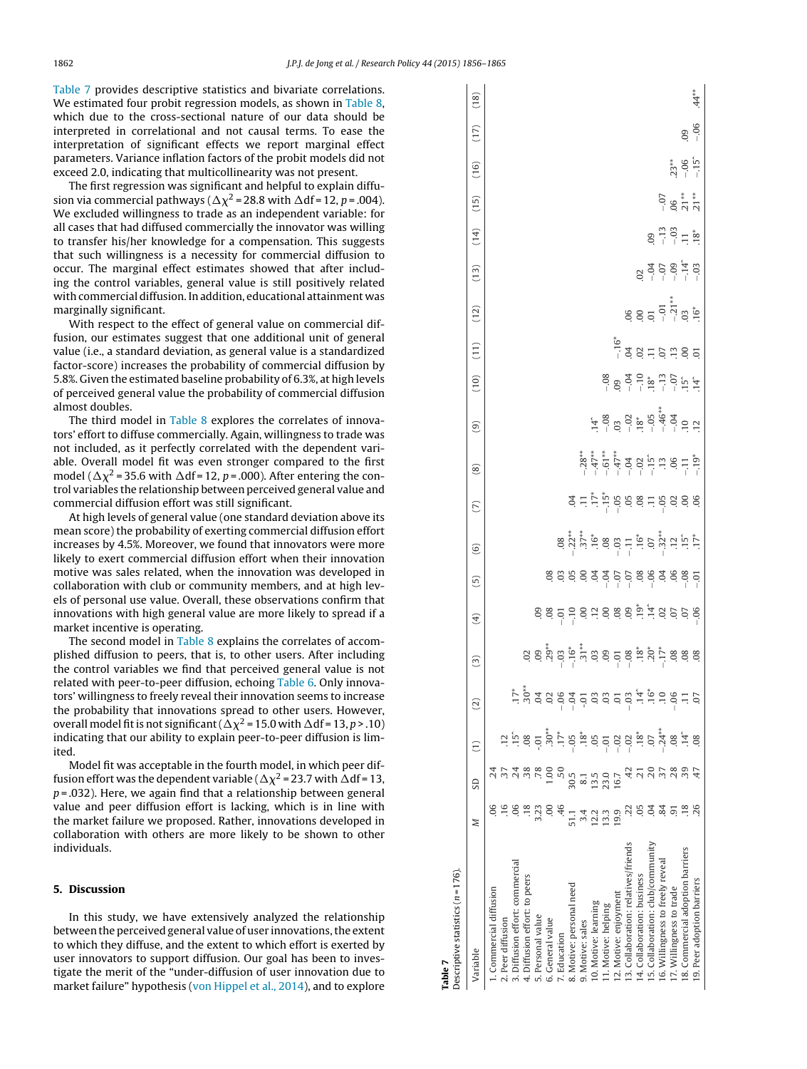Table 7 provides descriptive statistics and bivariate correlations. We estimated four probit regression models, as shown in Table 8, which due to the cross-sectional nature of our data should be interpreted in correlational and not causal terms. To ease the interpretation of significant effects we report marginal effect parameters. Variance inflation factors of the probit models did not exceed 2.0, indicating that multicollinearity was not present.

The first regression was significant and helpful to explain diffusion via commercial pathways ($\Delta\chi^2 = 28.8$ with $\Delta df = 12$, $p = .004$). We excluded willingness to trade as an independent variable: for all cases that had diffused commercially the innovator was willing to transfer his/her knowledge for a compensation. This suggests that such willingness is a necessity for commercial diffusion to occur. The marginal effect estimates showed that after including the control variables, general value is still positively related with commercial diffusion. In addition, educational attainment was marginally significant.

With respect to the effect of general value on commercial diffusion, our estimates suggest that one additional unit of general value (i.e., a standard deviation, as general value is a standardized factor-score) increases the probability of commercial diffusion by 5.8%. Given the estimated baseline probability of 6.3%, at high levels of perceived general value the probability of commercial diffusion almost doubles.

The third model in Table 8 explores the correlates of innovators' effort to diffuse commercially. Again, willingness to trade was not included, as it perfectly correlated with the dependent variable. Overall model fit was even stronger compared to the first model ($\Delta\chi^2 = 35.6$ with $\Delta df = 12$, $p = .000$). After entering the control variables the relationship between perceived general value and commercial diffusion effort was still significant.

At high levels of general value (one standard deviation above its mean score) the probability of exerting commercial diffusion effort increases by 4.5%. Moreover, we found that innovators were more likely to exert commercial diffusion effort when their innovation motive was sales related, when the innovation was developed in collaboration with club or community members, and at high levels of personal use value. Overall, these observations confirm that innovations with high general value are more likely to spread if a market incentive is operating.

The second model in Table 8 explains the correlates of accomplished diffusion to peers, that is, to other users. After including the control variables we find that perceived general value is not related with peer-to-peer diffusion, echoing Table 6. Only innovators' willingness to freely reveal their innovation seems to increase the probability that innovations spread to other users. However, overall model fit is not significant ($\Delta\chi^2 = 15.0$ with $\Delta df = 13$, $p > .10$) indicating that our ability to explain peer-to-peer diffusion is limited.

Model fit was acceptable in the fourth model, in which peer diffusion effort was the dependent variable ($\Delta\chi^2 = 23.7$ with $\Delta df = 13$, $p = .032$). Here, we again find that a relationship between general value and peer diffusion effort is lacking, which is in line with the market failure we proposed. Rather, innovations developed in collaboration with others are more likely to be shown to other individuals.

## 5. Discussion

In this study, we have extensively analyzed the relationship between the perceived general value of user innovations, the extent to which they diffuse, and the extent to which effort is exerted by user innovators to support diffusion. Our goal has been to investigate the merit of the "under-diffusion of user innovation due to market failure" hypothesis (von Hippel et al., 2014), and to explore

**Table 7**
Descriptive statistics (n = 176).

| Variable | M | SD | (1) | (2) | (3) | (4) | (5) | (6) | (7) | (8) | (9) | (10) | (11) | (12) | (13) | (14) | (15) | (16) | (17) | (18) |
|---|---|---|---|---|---|---|---|---|---|---|---|---|---|---|---|---|---|---|---|---|
| 1. Commercial diffusion | .06 | .24 | | | | | | | | | | | | | | | | | | |
| 2. Peer diffusion | .16 | .37 | .12 | | | | | | | | | | | | | | | | | |
| 3. Diffusion effort: commercial | .06 | .24 | .15^ | .17* | | | | | | | | | | | | | | | | |
| 4. Diffusion effort: to peers | .18 | .38 | .08 | .30** | .02 | | | | | | | | | | | | | | | |
| 5. Personal value | 3.23 | .78 | −.01 | .04 | .09 | .09 | | | | | | | | | | | | | | |
| 6. General value | .00 | 1.00 | .30** | .04 | .29** | .08 | .08 | | | | | | | | | | | | | |
| 7. Education | .46 | .50 | .17* | −.06 | −.03 | −.01 | .03 | .08 | | | | | | | | | | | | |
| 8. Motive: personal need | 51.1 | 30.5 | −.05 | −.04 | −.16* | −.10 | .05 | −.22** | .04 | | | | | | | | | | | |
| 9. Motive: sales | 3.4 | 8.1 | .18* | −.01 | .31** | .00 | .00 | .37** | .11 | −.28** | | | | | | | | | | |
| 10. Motive: learning | 12.2 | 13.5 | .05 | .03 | .03 | .12 | .04 | .16* | .17* | −.47** | .14^ | | | | | | | | | |
| 11. Motive: helping | 13.3 | 23.0 | −.01 | .03 | .09 | .00 | −.04 | .08 | −.15* | −.61** | −.08 | −.08 | | | | | | | | |
| 12. Motive: enjoyment | 19.9 | 16.7 | −.02 | .01 | −.01 | .08 | −.07 | −.03 | −.05 | −.47** | .03 | .09 | −.16* | | | | | | | |
| 13. Collaboration: relatives/friends | .22 | .42 | −.02 | −.03 | −.08 | .09 | −.07 | −.11 | .05 | −.04 | −.02 | −.04 | .04 | .06 | | | | | | |
| 14. Collaboration: business | .05 | .21 | .18* | .14^ | .18* | .19* | .08 | .16* | .08 | −.02 | .18* | −.10 | .02 | .00 | .02 | | | | | |
| 15. Collaboration: club/community | .04 | .20 | .07 | .16* | .20* | .14^ | −.06 | .07 | .11 | −.15^ | −.05 | .18* | .11 | .01 | −.04 | .09 | | | | |
| 16. Willingness to freely reveal | .84 | .37 | −.24** | .10 | −.17* | .02 | .04 | −.32** | −.05 | .13 | −.46** | −.13 | .07 | −.01 | −.07 | −.13 | −.07 | | | |
| 17. Willingness to trade | .91 | .28 | .08 | −.06 | .08 | .07 | .06 | .12 | .02 | .06 | −.04 | −.07 | .13 | −.21** | −.09 | −.03 | .06 | .23** | | |
| 18. Commercial adoption barriers | .18 | .39 | .14^ | .11 | .08 | .07 | −.08 | .15^ | .00 | −.11 | .10 | .15^ | .00 | .03 | −.14^ | .11 | .21** | −.06 | .09 | |
| 19. Peer adoption barriers | .26 | .47 | .08 | .07 | .08 | −.06 | −.01 | .17* | .06 | −.19* | .12 | .14^ | .01 | .16* | −.03 | .18* | .21** | −.15^ | −.06 | .44** |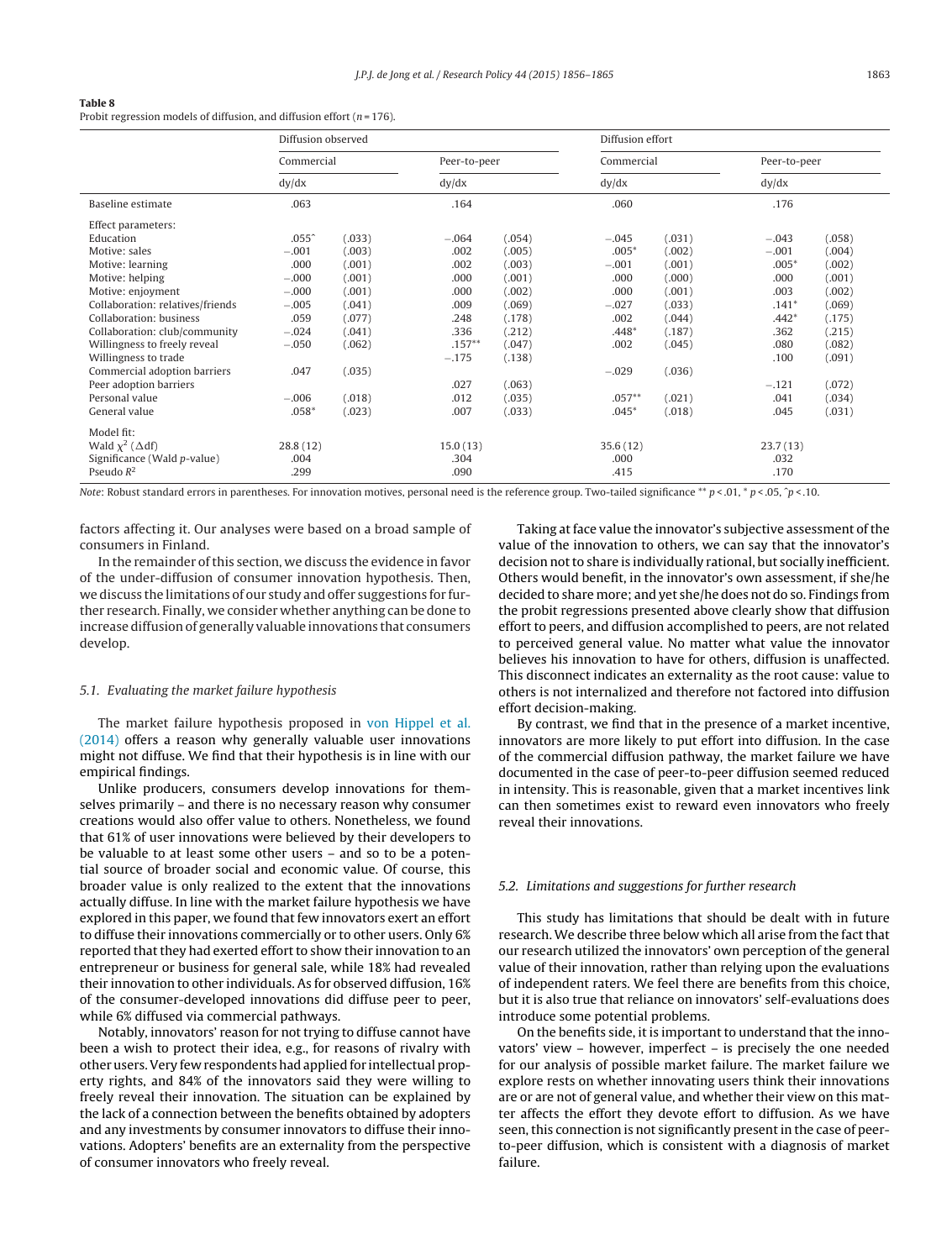**Table 8**
Probit regression models of diffusion, and diffusion effort ($n = 176$).

| | Diffusion observed | | | | Diffusion effort | | | |
|---|---|---|---|---|---|---|---|---|
| | Commercial | | Peer-to-peer | | Commercial | | Peer-to-peer | |
| | dy/dx | | dy/dx | | dy/dx | | dy/dx | |
| Baseline estimate | .063 | | .164 | | .060 | | .176 | |
| Effect parameters: | | | | | | | | |
| Education | .055^ | (.033) | −.064 | (.054) | −.045 | (.031) | −.043 | (.058) |
| Motive: sales | −.001 | (.003) | .002 | (.005) | .005* | (.002) | −.001 | (.004) |
| Motive: learning | .000 | (.001) | .002 | (.003) | −.001 | (.001) | .005* | (.002) |
| Motive: helping | −.000 | (.001) | .000 | (.001) | .000 | (.000) | .000 | (.001) |
| Motive: enjoyment | −.000 | (.001) | .000 | (.002) | .000 | (.001) | .003 | (.002) |
| Collaboration: relatives/friends | −.005 | (.041) | .009 | (.069) | −.027 | (.033) | .141* | (.069) |
| Collaboration: business | .059 | (.077) | .248 | (.178) | .002 | (.044) | .442* | (.175) |
| Collaboration: club/community | −.024 | (.041) | .336 | (.212) | .448* | (.187) | .362 | (.215) |
| Willingness to freely reveal | −.050 | (.062) | .157** | (.047) | .002 | (.045) | .080 | (.082) |
| Willingness to trade | | | −.175 | (.138) | | | .100 | (.091) |
| Commercial adoption barriers | .047 | (.035) | | | −.029 | (.036) | | |
| Peer adoption barriers | | | .027 | (.063) | | | −.121 | (.072) |
| Personal value | −.006 | (.018) | .012 | (.035) | .057** | (.021) | .041 | (.034) |
| General value | .058* | (.023) | .007 | (.033) | .045* | (.018) | .045 | (.031) |
| Model fit: | | | | | | | | |
| Wald $\chi^2$ (Δdf) | 28.8 (12) | | 15.0 (13) | | 35.6 (12) | | 23.7 (13) | |
| Significance (Wald *p*-value) | .004 | | .304 | | .000 | | .032 | |
| Pseudo $R^2$ | .299 | | .090 | | .415 | | .170 | |

*Note*: Robust standard errors in parentheses. For innovation motives, personal need is the reference group. Two-tailed significance ** $p < .01$, * $p < .05$, ^$p < .10$.

factors affecting it. Our analyses were based on a broad sample of consumers in Finland.

In the remainder of this section, we discuss the evidence in favor of the under-diffusion of consumer innovation hypothesis. Then, we discuss the limitations of our study and offer suggestions for further research. Finally, we consider whether anything can be done to increase diffusion of generally valuable innovations that consumers develop.

### 5.1. Evaluating the market failure hypothesis

The market failure hypothesis proposed in von Hippel et al. (2014) offers a reason why generally valuable user innovations might not diffuse. We find that their hypothesis is in line with our empirical findings.

Unlike producers, consumers develop innovations for themselves primarily – and there is no necessary reason why consumer creations would also offer value to others. Nonetheless, we found that 61% of user innovations were believed by their developers to be valuable to at least some other users – and so to be a potential source of broader social and economic value. Of course, this broader value is only realized to the extent that the innovations actually diffuse. In line with the market failure hypothesis we have explored in this paper, we found that few innovators exert an effort to diffuse their innovations commercially or to other users. Only 6% reported that they had exerted effort to show their innovation to an entrepreneur or business for general sale, while 18% had revealed their innovation to other individuals. As for observed diffusion, 16% of the consumer-developed innovations did diffuse peer to peer, while 6% diffused via commercial pathways.

Notably, innovators' reason for not trying to diffuse cannot have been a wish to protect their idea, e.g., for reasons of rivalry with other users. Very few respondents had applied for intellectual property rights, and 84% of the innovators said they were willing to freely reveal their innovation. The situation can be explained by the lack of a connection between the benefits obtained by adopters and any investments by consumer innovators to diffuse their innovations. Adopters' benefits are an externality from the perspective of consumer innovators who freely reveal.

Taking at face value the innovator's subjective assessment of the value of the innovation to others, we can say that the innovator's decision not to share is individually rational, but socially inefficient. Others would benefit, in the innovator's own assessment, if she/he decided to share more; and yet she/he does not do so. Findings from the probit regressions presented above clearly show that diffusion effort to peers, and diffusion accomplished to peers, are not related to perceived general value. No matter what value the innovator believes his innovation to have for others, diffusion is unaffected. This disconnect indicates an externality as the root cause: value to others is not internalized and therefore not factored into diffusion effort decision-making.

By contrast, we find that in the presence of a market incentive, innovators are more likely to put effort into diffusion. In the case of the commercial diffusion pathway, the market failure we have documented in the case of peer-to-peer diffusion seemed reduced in intensity. This is reasonable, given that a market incentives link can then sometimes exist to reward even innovators who freely reveal their innovations.

### 5.2. Limitations and suggestions for further research

This study has limitations that should be dealt with in future research. We describe three below which all arise from the fact that our research utilized the innovators' own perception of the general value of their innovation, rather than relying upon the evaluations of independent raters. We feel there are benefits from this choice, but it is also true that reliance on innovators' self-evaluations does introduce some potential problems.

On the benefits side, it is important to understand that the innovators' view – however, imperfect – is precisely the one needed for our analysis of possible market failure. The market failure we explore rests on whether innovating users think their innovations are or are not of general value, and whether their view on this matter affects the effort they devote effort to diffusion. As we have seen, this connection is not significantly present in the case of peer-to-peer diffusion, which is consistent with a diagnosis of market failure.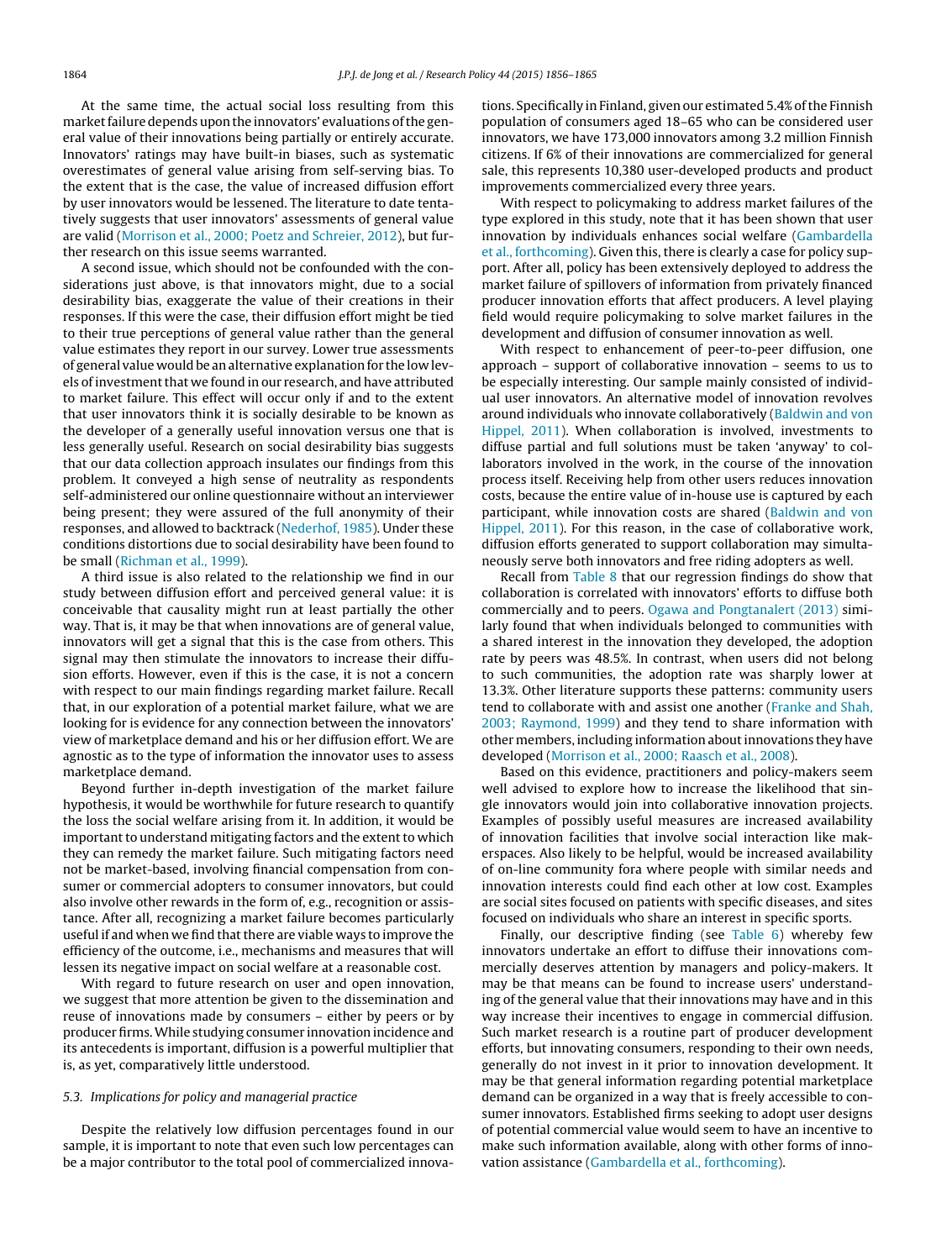At the same time, the actual social loss resulting from this market failure depends upon the innovators' evaluations of the general value of their innovations being partially or entirely accurate. Innovators' ratings may have built-in biases, such as systematic overestimates of general value arising from self-serving bias. To the extent that is the case, the value of increased diffusion effort by user innovators would be lessened. The literature to date tentatively suggests that user innovators' assessments of general value are valid (Morrison et al., 2000; Poetz and Schreier, 2012), but further research on this issue seems warranted.

A second issue, which should not be confounded with the considerations just above, is that innovators might, due to a social desirability bias, exaggerate the value of their creations in their responses. If this were the case, their diffusion effort might be tied to their true perceptions of general value rather than the general value estimates they report in our survey. Lower true assessments of general value would be an alternative explanation for the low levels of investment that we found in our research, and have attributed to market failure. This effect will occur only if and to the extent that user innovators think it is socially desirable to be known as the developer of a generally useful innovation versus one that is less generally useful. Research on social desirability bias suggests that our data collection approach insulates our findings from this problem. It conveyed a high sense of neutrality as respondents self-administered our online questionnaire without an interviewer being present; they were assured of the full anonymity of their responses, and allowed to backtrack (Nederhof, 1985). Under these conditions distortions due to social desirability have been found to be small (Richman et al., 1999).

A third issue is also related to the relationship we find in our study between diffusion effort and perceived general value: it is conceivable that causality might run at least partially the other way. That is, it may be that when innovations are of general value, innovators will get a signal that this is the case from others. This signal may then stimulate the innovators to increase their diffusion efforts. However, even if this is the case, it is not a concern with respect to our main findings regarding market failure. Recall that, in our exploration of a potential market failure, what we are looking for is evidence for any connection between the innovators' view of marketplace demand and his or her diffusion effort. We are agnostic as to the type of information the innovator uses to assess marketplace demand.

Beyond further in-depth investigation of the market failure hypothesis, it would be worthwhile for future research to quantify the loss the social welfare arising from it. In addition, it would be important to understand mitigating factors and the extent to which they can remedy the market failure. Such mitigating factors need not be market-based, involving financial compensation from consumer or commercial adopters to consumer innovators, but could also involve other rewards in the form of, e.g., recognition or assistance. After all, recognizing a market failure becomes particularly useful if and when we find that there are viable ways to improve the efficiency of the outcome, i.e., mechanisms and measures that will lessen its negative impact on social welfare at a reasonable cost.

With regard to future research on user and open innovation, we suggest that more attention be given to the dissemination and reuse of innovations made by consumers – either by peers or by producer firms. While studying consumer innovation incidence and its antecedents is important, diffusion is a powerful multiplier that is, as yet, comparatively little understood.

### 5.3. Implications for policy and managerial practice

Despite the relatively low diffusion percentages found in our sample, it is important to note that even such low percentages can be a major contributor to the total pool of commercialized innovations. Specifically in Finland, given our estimated 5.4% of the Finnish population of consumers aged 18–65 who can be considered user innovators, we have 173,000 innovators among 3.2 million Finnish citizens. If 6% of their innovations are commercialized for general sale, this represents 10,380 user-developed products and product improvements commercialized every three years.

With respect to policymaking to address market failures of the type explored in this study, note that it has been shown that user innovation by individuals enhances social welfare (Gambardella et al., forthcoming). Given this, there is clearly a case for policy support. After all, policy has been extensively deployed to address the market failure of spillovers of information from privately financed producer innovation efforts that affect producers. A level playing field would require policymaking to solve market failures in the development and diffusion of consumer innovation as well.

With respect to enhancement of peer-to-peer diffusion, one approach – support of collaborative innovation – seems to us to be especially interesting. Our sample mainly consisted of individual user innovators. An alternative model of innovation revolves around individuals who innovate collaboratively (Baldwin and von Hippel, 2011). When collaboration is involved, investments to diffuse partial and full solutions must be taken 'anyway' to collaborators involved in the work, in the course of the innovation process itself. Receiving help from other users reduces innovation costs, because the entire value of in-house use is captured by each participant, while innovation costs are shared (Baldwin and von Hippel, 2011). For this reason, in the case of collaborative work, diffusion efforts generated to support collaboration may simultaneously serve both innovators and free riding adopters as well.

Recall from Table 8 that our regression findings do show that collaboration is correlated with innovators' efforts to diffuse both commercially and to peers. Ogawa and Pongtanalert (2013) similarly found that when individuals belonged to communities with a shared interest in the innovation they developed, the adoption rate by peers was 48.5%. In contrast, when users did not belong to such communities, the adoption rate was sharply lower at 13.3%. Other literature supports these patterns: community users tend to collaborate with and assist one another (Franke and Shah, 2003; Raymond, 1999) and they tend to share information with other members, including information about innovations they have developed (Morrison et al., 2000; Raasch et al., 2008).

Based on this evidence, practitioners and policy-makers seem well advised to explore how to increase the likelihood that single innovators would join into collaborative innovation projects. Examples of possibly useful measures are increased availability of innovation facilities that involve social interaction like makerspaces. Also likely to be helpful, would be increased availability of on-line community fora where people with similar needs and innovation interests could find each other at low cost. Examples are social sites focused on patients with specific diseases, and sites focused on individuals who share an interest in specific sports.

Finally, our descriptive finding (see Table 6) whereby few innovators undertake an effort to diffuse their innovations commercially deserves attention by managers and policy-makers. It may be that means can be found to increase users' understanding of the general value that their innovations may have and in this way increase their incentives to engage in commercial diffusion. Such market research is a routine part of producer development efforts, but innovating consumers, responding to their own needs, generally do not invest in it prior to innovation development. It may be that general information regarding potential marketplace demand can be organized in a way that is freely accessible to consumer innovators. Established firms seeking to adopt user designs of potential commercial value would seem to have an incentive to make such information available, along with other forms of innovation assistance (Gambardella et al., forthcoming).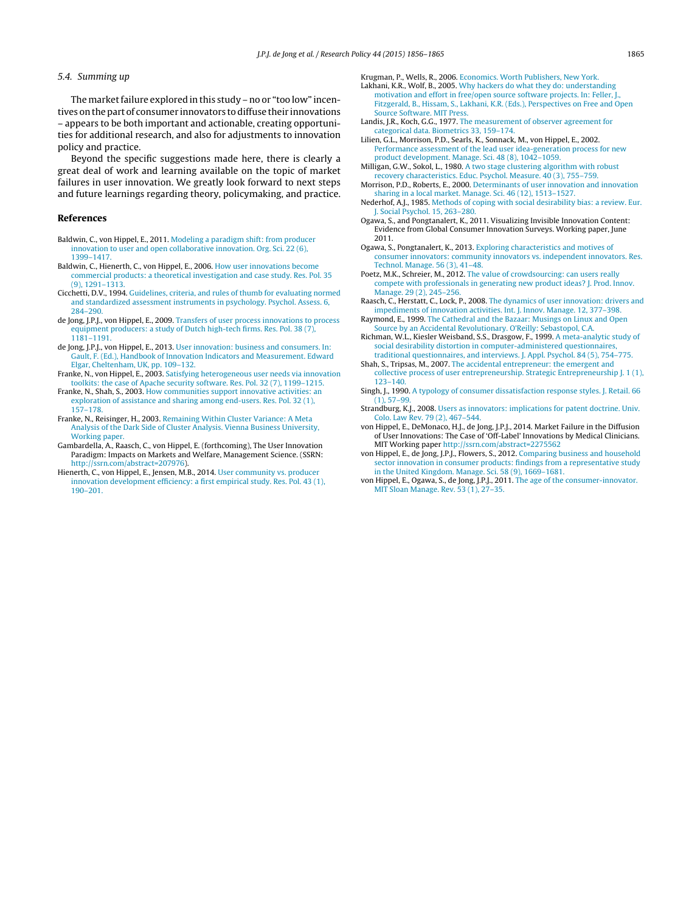### 5.4. Summing up

The market failure explored in this study – no or "too low" incentives on the part of consumer innovators to diffuse their innovations – appears to be both important and actionable, creating opportunities for additional research, and also for adjustments to innovation policy and practice.

Beyond the specific suggestions made here, there is clearly a great deal of work and learning available on the topic of market failures in user innovation. We greatly look forward to next steps and future learnings regarding theory, policymaking, and practice.

## References

Baldwin, C., von Hippel, E., 2011. Modeling a paradigm shift: from producer innovation to user and open collaborative innovation. Org. Sci. 22 (6), 1399–1417.

Baldwin, C., Hienerth, C., von Hippel, E., 2006. How user innovations become commercial products: a theoretical investigation and case study. Res. Pol. 35 (9), 1291–1313.

Cicchetti, D.V., 1994. Guidelines, criteria, and rules of thumb for evaluating normed and standardized assessment instruments in psychology. Psychol. Assess. 6, 284–290.

de Jong, J.P.J., von Hippel, E., 2009. Transfers of user process innovations to process equipment producers: a study of Dutch high-tech firms. Res. Pol. 38 (7), 1181–1191.

de Jong, J.P.J., von Hippel, E., 2013. User innovation: business and consumers. In: Gault, F. (Ed.), Handbook of Innovation Indicators and Measurement. Edward Elgar, Cheltenham, UK, pp. 109–132.

Franke, N., von Hippel, E., 2003. Satisfying heterogeneous user needs via innovation toolkits: the case of Apache security software. Res. Pol. 32 (7), 1199–1215.

Franke, N., Shah, S., 2003. How communities support innovative activities: an exploration of assistance and sharing among end-users. Res. Pol. 32 (1), 157–178.

Franke, N., Reisinger, H., 2003. Remaining Within Cluster Variance: A Meta Analysis of the Dark Side of Cluster Analysis. Vienna Business University, Working paper.

Gambardella, A., Raasch, C., von Hippel, E. (forthcoming), The User Innovation Paradigm: Impacts on Markets and Welfare, Management Science. (SSRN: http://ssrn.com/abstract=207976).

Hienerth, C., von Hippel, E., Jensen, M.B., 2014. User community vs. producer innovation development efficiency: a first empirical study. Res. Pol. 43 (1), 190–201.

Krugman, P., Wells, R., 2006. Economics. Worth Publishers, New York.

Lakhani, K.R., Wolf, B., 2005. Why hackers do what they do: understanding motivation and effort in free/open source software projects. In: Feller, J., Fitzgerald, B., Hissam, S., Lakhani, K.R. (Eds.), Perspectives on Free and Open Source Software. MIT Press.

Landis, J.R., Koch, G.G., 1977. The measurement of observer agreement for categorical data. Biometrics 33, 159–174.

Lilien, G.L., Morrison, P.D., Searls, K., Sonnack, M., von Hippel, E., 2002. Performance assessment of the lead user idea-generation process for new product development. Manage. Sci. 48 (8), 1042–1059.

Milligan, G.W., Sokol, L., 1980. A two stage clustering algorithm with robust recovery characteristics. Educ. Psychol. Measure. 40 (3), 755–759.

Morrison, P.D., Roberts, E., 2000. Determinants of user innovation and innovation sharing in a local market. Manage. Sci. 46 (12), 1513–1527.

Nederhof, A.J., 1985. Methods of coping with social desirability bias: a review. Eur. J. Social Psychol. 15, 263–280.

Ogawa, S., and Pongtanalert, K., 2011. Visualizing Invisible Innovation Content: Evidence from Global Consumer Innovation Surveys. Working paper, June 2011.

Ogawa, S., Pongtanalert, K., 2013. Exploring characteristics and motives of consumer innovators: community innovators vs. independent innovators. Res. Technol. Manage. 56 (3), 41–48.

Poetz, M.K., Schreier, M., 2012. The value of crowdsourcing: can users really compete with professionals in generating new product ideas? J. Prod. Innov. Manage. 29 (2), 245–256.

Raasch, C., Herstatt, C., Lock, P., 2008. The dynamics of user innovation: drivers and impediments of innovation activities. Int. J. Innov. Manage. 12, 377–398.

Raymond, E., 1999. The Cathedral and the Bazaar: Musings on Linux and Open Source by an Accidental Revolutionary. O'Reilly: Sebastopol, C.A.

Richman, W.L., Kiesler Weisband, S.S., Drasgow, F., 1999. A meta-analytic study of social desirability distortion in computer-administered questionnaires, traditional questionnaires, and interviews. J. Appl. Psychol. 84 (5), 754–775.

Shah, S., Tripsas, M., 2007. The accidental entrepreneur: the emergent and collective process of user entrepreneurship. Strategic Entrepreneurship J. 1 (1), 123–140.

Singh, J., 1990. A typology of consumer dissatisfaction response styles. J. Retail. 66 (1), 57–99.

Strandburg, K.J., 2008. Users as innovators: implications for patent doctrine. Univ. Colo. Law Rev. 79 (2), 467–544.

von Hippel, E., DeMonaco, H.J., de Jong, J.P.J., 2014. Market Failure in the Diffusion of User Innovations: The Case of 'Off-Label' Innovations by Medical Clinicians. MIT Working paper http://ssrn.com/abstract=2275562

von Hippel, E., de Jong, J.P.J., Flowers, S., 2012. Comparing business and household sector innovation in consumer products: findings from a representative study in the United Kingdom. Manage. Sci. 58 (9), 1669–1681.

von Hippel, E., Ogawa, S., de Jong, J.P.J., 2011. The age of the consumer-innovator. MIT Sloan Manage. Rev. 53 (1), 27–35.